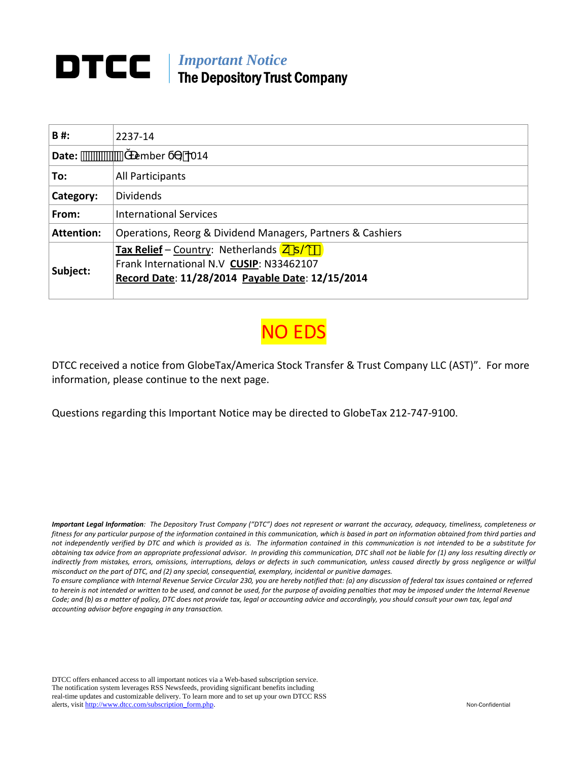# DTCC

*Important Notice*

**The Depository Trust Company**

| **B #:** | 2237-14 |
| --- | --- |
| **Date:** | ember 6, 2014 |
| **To:** | All Participants |
| **Category:** | Dividends |
| **From:** | International Services |
| **Attention:** | Operations, Reorg & Dividend Managers, Partners & Cashiers |
| **Subject:** | **Tax Relief** – Country: Netherlands<br>Frank International N.V **CUSIP**: N33462107<br>**Record Date**: **11/28/2014** **Payable Date**: **12/15/2014** |

NO EDS

DTCC received a notice from GlobeTax/America Stock Transfer & Trust Company LLC (AST)". For more information, please continue to the next page.

Questions regarding this Important Notice may be directed to GlobeTax 212-747-9100.

***Important Legal Information**: The Depository Trust Company ("DTC") does not represent or warrant the accuracy, adequacy, timeliness, completeness or fitness for any particular purpose of the information contained in this communication, which is based in part on information obtained from third parties and not independently verified by DTC and which is provided as is. The information contained in this communication is not intended to be a substitute for obtaining tax advice from an appropriate professional advisor. In providing this communication, DTC shall not be liable for (1) any loss resulting directly or indirectly from mistakes, errors, omissions, interruptions, delays or defects in such communication, unless caused directly by gross negligence or willful misconduct on the part of DTC, and (2) any special, consequential, exemplary, incidental or punitive damages.*

*To ensure compliance with Internal Revenue Service Circular 230, you are hereby notified that: (a) any discussion of federal tax issues contained or referred to herein is not intended or written to be used, and cannot be used, for the purpose of avoiding penalties that may be imposed under the Internal Revenue Code; and (b) as a matter of policy, DTC does not provide tax, legal or accounting advice and accordingly, you should consult your own tax, legal and accounting advisor before engaging in any transaction.*

DTCC offers enhanced access to all important notices via a Web-based subscription service. The notification system leverages RSS Newsfeeds, providing significant benefits including real-time updates and customizable delivery. To learn more and to set up your own DTCC RSS alerts, visit http://www.dtcc.com/subscription_form.php.

Non-Confidential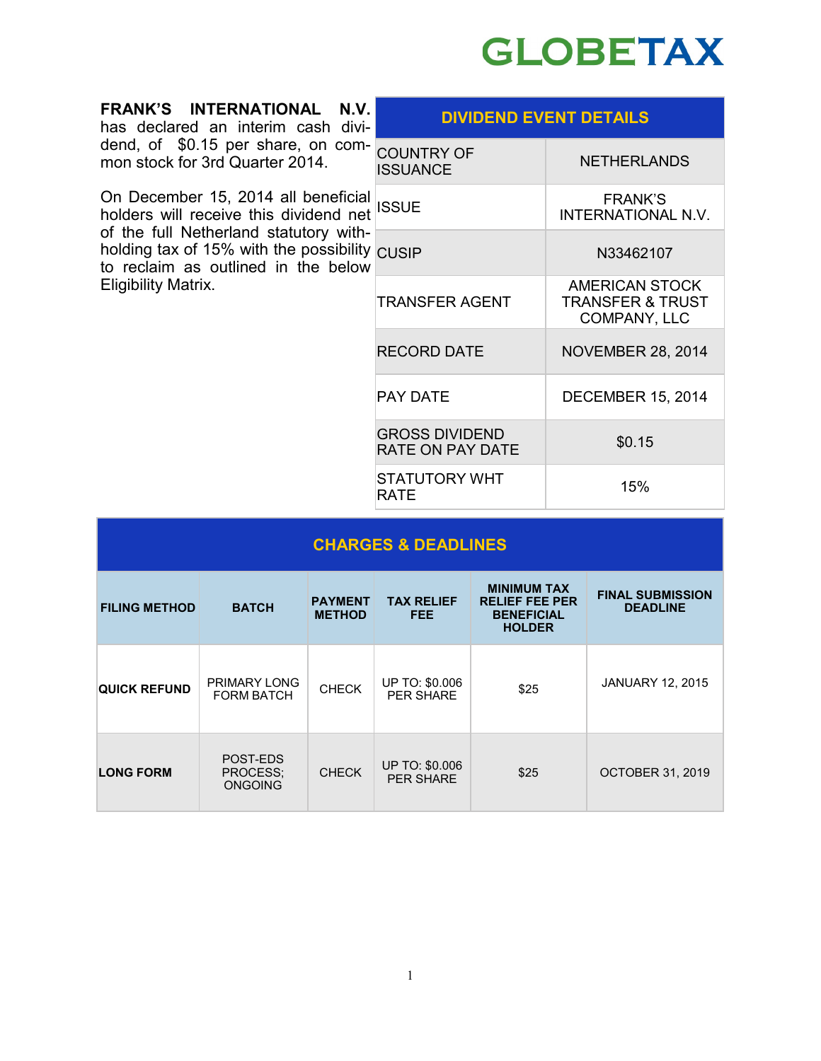**FRANK'S INTERNATIONAL N.V.** has declared an interim cash dividend, of $0.15 per share, on common stock for 3rd Quarter 2014.

On December 15, 2014 all beneficial holders will receive this dividend net of the full Netherland statutory withholding tax of 15% with the possibility to reclaim as outlined in the below Eligibility Matrix.

| DIVIDEND EVENT DETAILS | |
|---|---|
| COUNTRY OF ISSUANCE | NETHERLANDS |
| ISSUE | FRANK'S INTERNATIONAL N.V. |
| CUSIP | N33462107 |
| TRANSFER AGENT | AMERICAN STOCK TRANSFER & TRUST COMPANY, LLC |
| RECORD DATE | NOVEMBER 28, 2014 |
| PAY DATE | DECEMBER 15, 2014 |
| GROSS DIVIDEND RATE ON PAY DATE | $0.15 |
| STATUTORY WHT RATE | 15% |

## CHARGES & DEADLINES

| FILING METHOD | BATCH | PAYMENT METHOD | TAX RELIEF FEE | MINIMUM TAX RELIEF FEE PER BENEFICIAL HOLDER | FINAL SUBMISSION DEADLINE |
|---|---|---|---|---|---|
| **QUICK REFUND** | PRIMARY LONG FORM BATCH | CHECK | UP TO: $0.006 PER SHARE | $25 | JANUARY 12, 2015 |
| **LONG FORM** | POST-EDS PROCESS; ONGOING | CHECK | UP TO: $0.006 PER SHARE | $25 | OCTOBER 31, 2019 |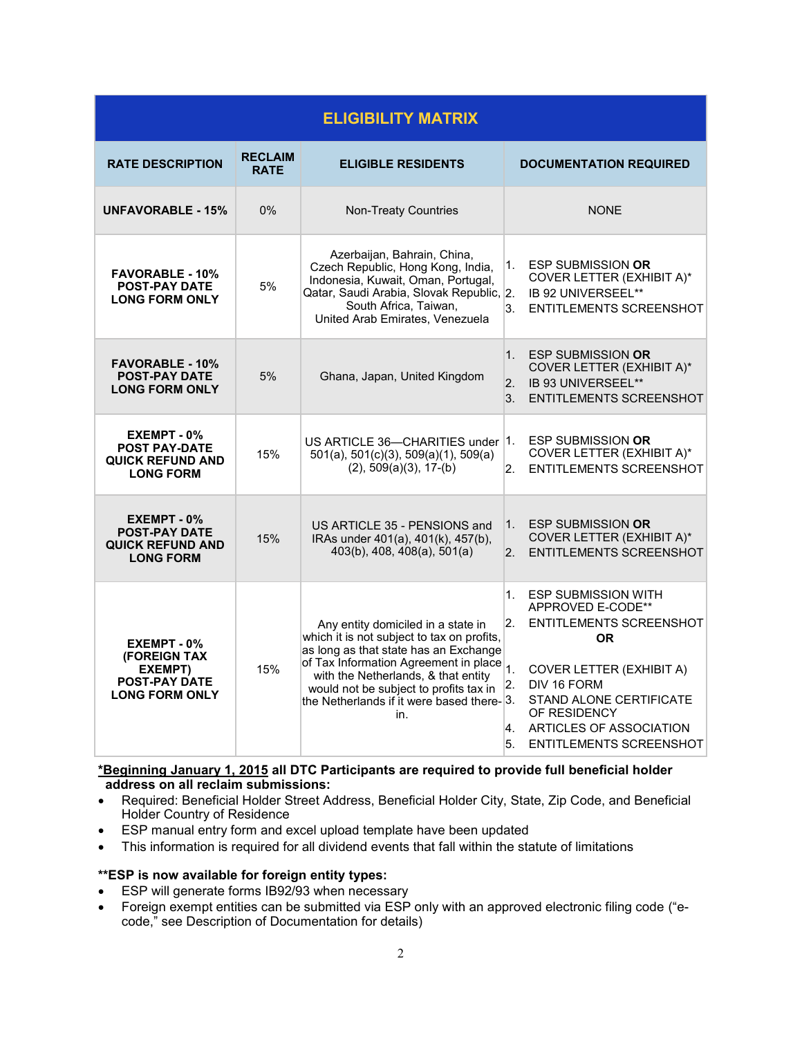| ELIGIBILITY MATRIX | | | |
|---|---|---|---|
| **RATE DESCRIPTION** | **RECLAIM RATE** | **ELIGIBLE RESIDENTS** | **DOCUMENTATION REQUIRED** |
| **UNFAVORABLE - 15%** | 0% | Non-Treaty Countries | NONE |
| **FAVORABLE - 10% POST-PAY DATE LONG FORM ONLY** | 5% | Azerbaijan, Bahrain, China, Czech Republic, Hong Kong, India, Indonesia, Kuwait, Oman, Portugal, Qatar, Saudi Arabia, Slovak Republic, South Africa, Taiwan, United Arab Emirates, Venezuela | 1. ESP SUBMISSION **OR** COVER LETTER (EXHIBIT A)* 2. IB 92 UNIVERSEEL** 3. ENTITLEMENTS SCREENSHOT |
| **FAVORABLE - 10% POST-PAY DATE LONG FORM ONLY** | 5% | Ghana, Japan, United Kingdom | 1. ESP SUBMISSION **OR** COVER LETTER (EXHIBIT A)* 2. IB 93 UNIVERSEEL** 3. ENTITLEMENTS SCREENSHOT |
| **EXEMPT - 0% POST PAY-DATE QUICK REFUND AND LONG FORM** | 15% | US ARTICLE 36—CHARITIES under 501(a), 501(c)(3), 509(a)(1), 509(a)(2), 509(a)(3), 17-(b) | 1. ESP SUBMISSION **OR** COVER LETTER (EXHIBIT A)* 2. ENTITLEMENTS SCREENSHOT |
| **EXEMPT - 0% POST-PAY DATE QUICK REFUND AND LONG FORM** | 15% | US ARTICLE 35 - PENSIONS and IRAs under 401(a), 401(k), 457(b), 403(b), 408, 408(a), 501(a) | 1. ESP SUBMISSION **OR** COVER LETTER (EXHIBIT A)* 2. ENTITLEMENTS SCREENSHOT |
| **EXEMPT - 0% (FOREIGN TAX EXEMPT) POST-PAY DATE LONG FORM ONLY** | 15% | Any entity domiciled in a state in which it is not subject to tax on profits, as long as that state has an Exchange of Tax Information Agreement in place with the Netherlands, & that entity would not be subject to profits tax in the Netherlands if it were based there-in. | 1. ESP SUBMISSION WITH APPROVED E-CODE** 2. ENTITLEMENTS SCREENSHOT **OR** 1. COVER LETTER (EXHIBIT A) 2. DIV 16 FORM 3. STAND ALONE CERTIFICATE OF RESIDENCY 4. ARTICLES OF ASSOCIATION 5. ENTITLEMENTS SCREENSHOT |

**\*Beginning January 1, 2015 all DTC Participants are required to provide full beneficial holder address on all reclaim submissions:**

- Required: Beneficial Holder Street Address, Beneficial Holder City, State, Zip Code, and Beneficial Holder Country of Residence
- ESP manual entry form and excel upload template have been updated
- This information is required for all dividend events that fall within the statute of limitations

**\*\*ESP is now available for foreign entity types:**

- ESP will generate forms IB92/93 when necessary
- Foreign exempt entities can be submitted via ESP only with an approved electronic filing code ("e-code," see Description of Documentation for details)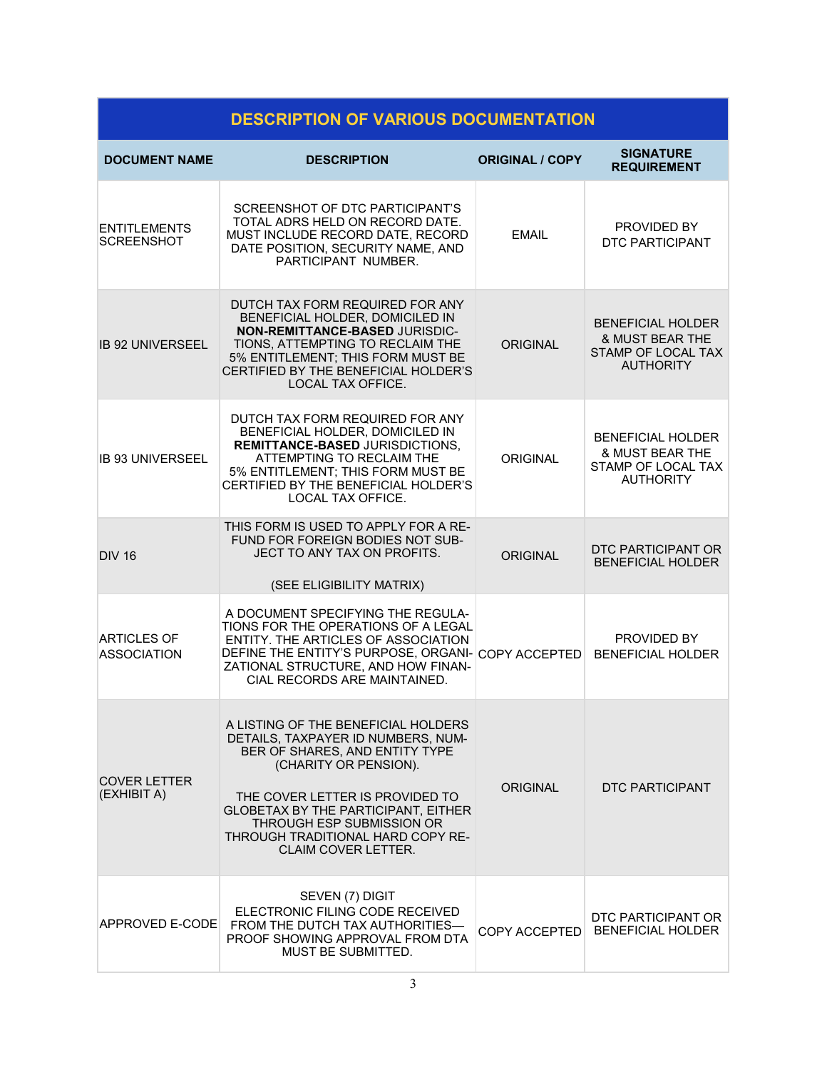## DESCRIPTION OF VARIOUS DOCUMENTATION

| DOCUMENT NAME | DESCRIPTION | ORIGINAL / COPY | SIGNATURE REQUIREMENT |
|---|---|---|---|
| ENTITLEMENTS SCREENSHOT | SCREENSHOT OF DTC PARTICIPANT'S TOTAL ADRS HELD ON RECORD DATE. MUST INCLUDE RECORD DATE, RECORD DATE POSITION, SECURITY NAME, AND PARTICIPANT NUMBER. | EMAIL | PROVIDED BY DTC PARTICIPANT |
| IB 92 UNIVERSEEL | DUTCH TAX FORM REQUIRED FOR ANY BENEFICIAL HOLDER, DOMICILED IN **NON-REMITTANCE-BASED** JURISDICTIONS, ATTEMPTING TO RECLAIM THE 5% ENTITLEMENT; THIS FORM MUST BE CERTIFIED BY THE BENEFICIAL HOLDER'S LOCAL TAX OFFICE. | ORIGINAL | BENEFICIAL HOLDER & MUST BEAR THE STAMP OF LOCAL TAX AUTHORITY |
| IB 93 UNIVERSEEL | DUTCH TAX FORM REQUIRED FOR ANY BENEFICIAL HOLDER, DOMICILED IN **REMITTANCE-BASED** JURISDICTIONS, ATTEMPTING TO RECLAIM THE 5% ENTITLEMENT; THIS FORM MUST BE CERTIFIED BY THE BENEFICIAL HOLDER'S LOCAL TAX OFFICE. | ORIGINAL | BENEFICIAL HOLDER & MUST BEAR THE STAMP OF LOCAL TAX AUTHORITY |
| DIV 16 | THIS FORM IS USED TO APPLY FOR A REFUND FOR FOREIGN BODIES NOT SUBJECT TO ANY TAX ON PROFITS. (SEE ELIGIBILITY MATRIX) | ORIGINAL | DTC PARTICIPANT OR BENEFICIAL HOLDER |
| ARTICLES OF ASSOCIATION | A DOCUMENT SPECIFYING THE REGULATIONS FOR THE OPERATIONS OF A LEGAL ENTITY. THE ARTICLES OF ASSOCIATION DEFINE THE ENTITY'S PURPOSE, ORGANIZATIONAL STRUCTURE, AND HOW FINANCIAL RECORDS ARE MAINTAINED. | COPY ACCEPTED | PROVIDED BY BENEFICIAL HOLDER |
| COVER LETTER (EXHIBIT A) | A LISTING OF THE BENEFICIAL HOLDERS DETAILS, TAXPAYER ID NUMBERS, NUMBER OF SHARES, AND ENTITY TYPE (CHARITY OR PENSION). THE COVER LETTER IS PROVIDED TO GLOBETAX BY THE PARTICIPANT, EITHER THROUGH ESP SUBMISSION OR THROUGH TRADITIONAL HARD COPY RECLAIM COVER LETTER. | ORIGINAL | DTC PARTICIPANT |
| APPROVED E-CODE | SEVEN (7) DIGIT ELECTRONIC FILING CODE RECEIVED FROM THE DUTCH TAX AUTHORITIES—PROOF SHOWING APPROVAL FROM DTA MUST BE SUBMITTED. | COPY ACCEPTED | DTC PARTICIPANT OR BENEFICIAL HOLDER |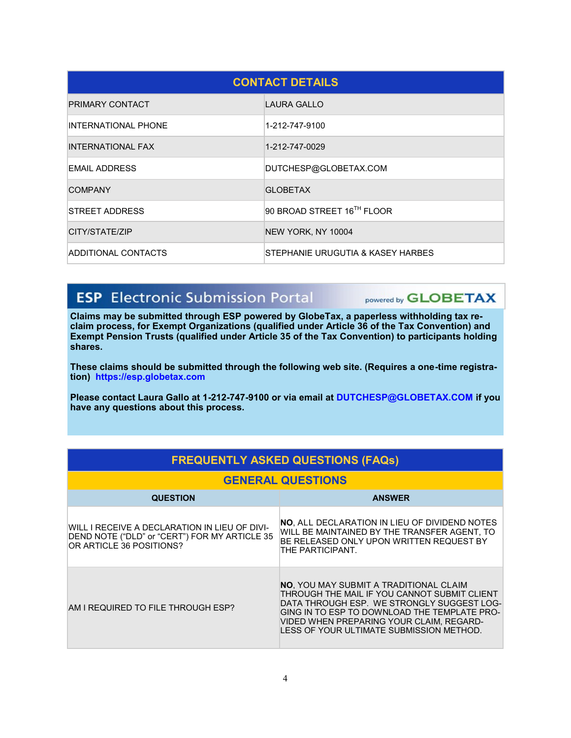| CONTACT DETAILS | |
|---|---|
| PRIMARY CONTACT | LAURA GALLO |
| INTERNATIONAL PHONE | 1-212-747-9100 |
| INTERNATIONAL FAX | 1-212-747-0029 |
| EMAIL ADDRESS | DUTCHESP@GLOBETAX.COM |
| COMPANY | GLOBETAX |
| STREET ADDRESS | 90 BROAD STREET 16TH FLOOR |
| CITY/STATE/ZIP | NEW YORK, NY 10004 |
| ADDITIONAL CONTACTS | STEPHANIE URUGUTIA & KASEY HARBES |

## ESP Electronic Submission Portal

powered by GLOBETAX

**Claims may be submitted through ESP powered by GlobeTax, a paperless withholding tax reclaim process, for Exempt Organizations (qualified under Article 36 of the Tax Convention) and Exempt Pension Trusts (qualified under Article 35 of the Tax Convention) to participants holding shares.**

**These claims should be submitted through the following web site. (Requires a one-time registration) https://esp.globetax.com**

**Please contact Laura Gallo at 1-212-747-9100 or via email at DUTCHESP@GLOBETAX.COM if you have any questions about this process.**

## FREQUENTLY ASKED QUESTIONS (FAQs)

### GENERAL QUESTIONS

| QUESTION | ANSWER |
|---|---|
| WILL I RECEIVE A DECLARATION IN LIEU OF DIVIDEND NOTE ("DLD" or "CERT") FOR MY ARTICLE 35 OR ARTICLE 36 POSITIONS? | **NO**, ALL DECLARATION IN LIEU OF DIVIDEND NOTES WILL BE MAINTAINED BY THE TRANSFER AGENT, TO BE RELEASED ONLY UPON WRITTEN REQUEST BY THE PARTICIPANT. |
| AM I REQUIRED TO FILE THROUGH ESP? | **NO**, YOU MAY SUBMIT A TRADITIONAL CLAIM THROUGH THE MAIL IF YOU CANNOT SUBMIT CLIENT DATA THROUGH ESP. WE STRONGLY SUGGEST LOGGING IN TO ESP TO DOWNLOAD THE TEMPLATE PROVIDED WHEN PREPARING YOUR CLAIM, REGARDLESS OF YOUR ULTIMATE SUBMISSION METHOD. |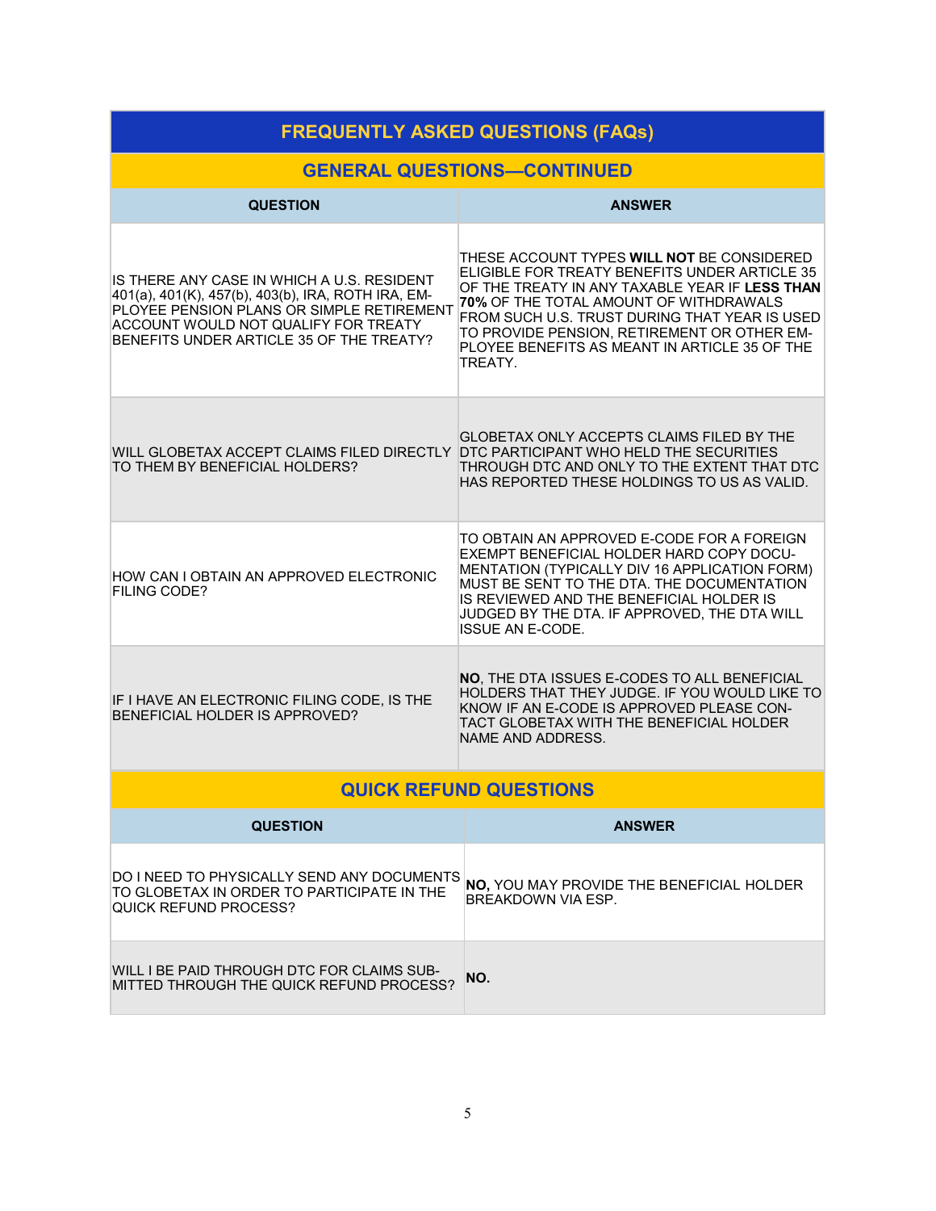# FREQUENTLY ASKED QUESTIONS (FAQs)

## GENERAL QUESTIONS—CONTINUED

| QUESTION | ANSWER |
|---|---|
| IS THERE ANY CASE IN WHICH A U.S. RESIDENT 401(a), 401(K), 457(b), 403(b), IRA, ROTH IRA, EMPLOYEE PENSION PLANS OR SIMPLE RETIREMENT ACCOUNT WOULD NOT QUALIFY FOR TREATY BENEFITS UNDER ARTICLE 35 OF THE TREATY? | THESE ACCOUNT TYPES **WILL NOT** BE CONSIDERED ELIGIBLE FOR TREATY BENEFITS UNDER ARTICLE 35 OF THE TREATY IN ANY TAXABLE YEAR IF **LESS THAN 70%** OF THE TOTAL AMOUNT OF WITHDRAWALS FROM SUCH U.S. TRUST DURING THAT YEAR IS USED TO PROVIDE PENSION, RETIREMENT OR OTHER EMPLOYEE BENEFITS AS MEANT IN ARTICLE 35 OF THE TREATY. |
| WILL GLOBETAX ACCEPT CLAIMS FILED DIRECTLY TO THEM BY BENEFICIAL HOLDERS? | GLOBETAX ONLY ACCEPTS CLAIMS FILED BY THE DTC PARTICIPANT WHO HELD THE SECURITIES THROUGH DTC AND ONLY TO THE EXTENT THAT DTC HAS REPORTED THESE HOLDINGS TO US AS VALID. |
| HOW CAN I OBTAIN AN APPROVED ELECTRONIC FILING CODE? | TO OBTAIN AN APPROVED E-CODE FOR A FOREIGN EXEMPT BENEFICIAL HOLDER HARD COPY DOCUMENTATION (TYPICALLY DIV 16 APPLICATION FORM) MUST BE SENT TO THE DTA. THE DOCUMENTATION IS REVIEWED AND THE BENEFICIAL HOLDER IS JUDGED BY THE DTA. IF APPROVED, THE DTA WILL ISSUE AN E-CODE. |
| IF I HAVE AN ELECTRONIC FILING CODE, IS THE BENEFICIAL HOLDER IS APPROVED? | **NO**, THE DTA ISSUES E-CODES TO ALL BENEFICIAL HOLDERS THAT THEY JUDGE. IF YOU WOULD LIKE TO KNOW IF AN E-CODE IS APPROVED PLEASE CONTACT GLOBETAX WITH THE BENEFICIAL HOLDER NAME AND ADDRESS. |

## QUICK REFUND QUESTIONS

| QUESTION | ANSWER |
|---|---|
| DO I NEED TO PHYSICALLY SEND ANY DOCUMENTS TO GLOBETAX IN ORDER TO PARTICIPATE IN THE QUICK REFUND PROCESS? | **NO,** YOU MAY PROVIDE THE BENEFICIAL HOLDER BREAKDOWN VIA ESP. |
| WILL I BE PAID THROUGH DTC FOR CLAIMS SUBMITTED THROUGH THE QUICK REFUND PROCESS? | **NO.** |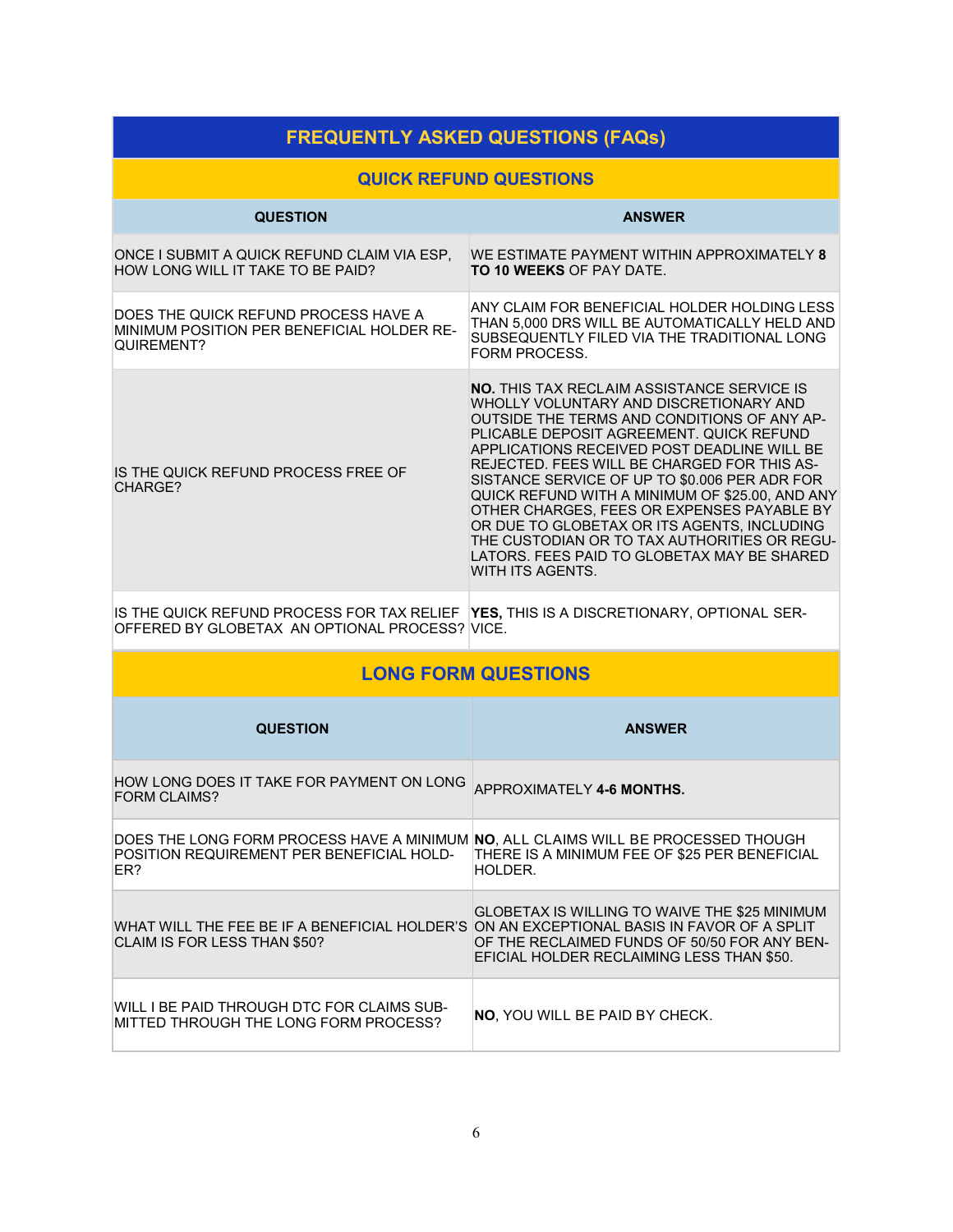## FREQUENTLY ASKED QUESTIONS (FAQs)

### QUICK REFUND QUESTIONS

| QUESTION | ANSWER |
|---|---|
| ONCE I SUBMIT A QUICK REFUND CLAIM VIA ESP, HOW LONG WILL IT TAKE TO BE PAID? | WE ESTIMATE PAYMENT WITHIN APPROXIMATELY **8 TO 10 WEEKS** OF PAY DATE. |
| DOES THE QUICK REFUND PROCESS HAVE A MINIMUM POSITION PER BENEFICIAL HOLDER REQUIREMENT? | ANY CLAIM FOR BENEFICIAL HOLDER HOLDING LESS THAN 5,000 DRS WILL BE AUTOMATICALLY HELD AND SUBSEQUENTLY FILED VIA THE TRADITIONAL LONG FORM PROCESS. |
| IS THE QUICK REFUND PROCESS FREE OF CHARGE? | **NO.** THIS TAX RECLAIM ASSISTANCE SERVICE IS WHOLLY VOLUNTARY AND DISCRETIONARY AND OUTSIDE THE TERMS AND CONDITIONS OF ANY APPLICABLE DEPOSIT AGREEMENT. QUICK REFUND APPLICATIONS RECEIVED POST DEADLINE WILL BE REJECTED. FEES WILL BE CHARGED FOR THIS ASSISTANCE SERVICE OF UP TO $0.006 PER ADR FOR QUICK REFUND WITH A MINIMUM OF $25.00, AND ANY OTHER CHARGES, FEES OR EXPENSES PAYABLE BY OR DUE TO GLOBETAX OR ITS AGENTS, INCLUDING THE CUSTODIAN OR TO TAX AUTHORITIES OR REGULATORS. FEES PAID TO GLOBETAX MAY BE SHARED WITH ITS AGENTS. |
| IS THE QUICK REFUND PROCESS FOR TAX RELIEF OFFERED BY GLOBETAX AN OPTIONAL PROCESS? | **YES,** THIS IS A DISCRETIONARY, OPTIONAL SERVICE. |

### LONG FORM QUESTIONS

| QUESTION | ANSWER |
|---|---|
| HOW LONG DOES IT TAKE FOR PAYMENT ON LONG FORM CLAIMS? | APPROXIMATELY **4-6 MONTHS.** |
| DOES THE LONG FORM PROCESS HAVE A MINIMUM POSITION REQUIREMENT PER BENEFICIAL HOLDER? | **NO**, ALL CLAIMS WILL BE PROCESSED THOUGH THERE IS A MINIMUM FEE OF $25 PER BENEFICIAL HOLDER. |
| WHAT WILL THE FEE BE IF A BENEFICIAL HOLDER'S CLAIM IS FOR LESS THAN $50? | GLOBETAX IS WILLING TO WAIVE THE $25 MINIMUM ON AN EXCEPTIONAL BASIS IN FAVOR OF A SPLIT OF THE RECLAIMED FUNDS OF 50/50 FOR ANY BENEFICIAL HOLDER RECLAIMING LESS THAN $50. |
| WILL I BE PAID THROUGH DTC FOR CLAIMS SUBMITTED THROUGH THE LONG FORM PROCESS? | **NO**, YOU WILL BE PAID BY CHECK. |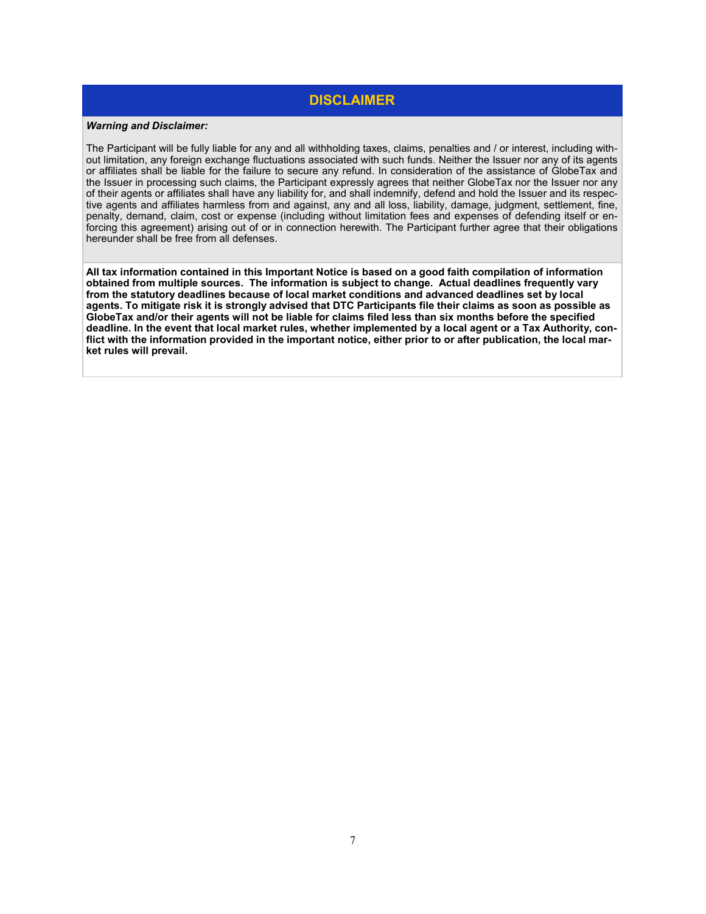## DISCLAIMER

***Warning and Disclaimer:***

The Participant will be fully liable for any and all withholding taxes, claims, penalties and / or interest, including without limitation, any foreign exchange fluctuations associated with such funds. Neither the Issuer nor any of its agents or affiliates shall be liable for the failure to secure any refund. In consideration of the assistance of GlobeTax and the Issuer in processing such claims, the Participant expressly agrees that neither GlobeTax nor the Issuer nor any of their agents or affiliates shall have any liability for, and shall indemnify, defend and hold the Issuer and its respective agents and affiliates harmless from and against, any and all loss, liability, damage, judgment, settlement, fine, penalty, demand, claim, cost or expense (including without limitation fees and expenses of defending itself or enforcing this agreement) arising out of or in connection herewith. The Participant further agree that their obligations hereunder shall be free from all defenses.

**All tax information contained in this Important Notice is based on a good faith compilation of information obtained from multiple sources. The information is subject to change. Actual deadlines frequently vary from the statutory deadlines because of local market conditions and advanced deadlines set by local agents. To mitigate risk it is strongly advised that DTC Participants file their claims as soon as possible as GlobeTax and/or their agents will not be liable for claims filed less than six months before the specified deadline. In the event that local market rules, whether implemented by a local agent or a Tax Authority, conflict with the information provided in the important notice, either prior to or after publication, the local market rules will prevail.**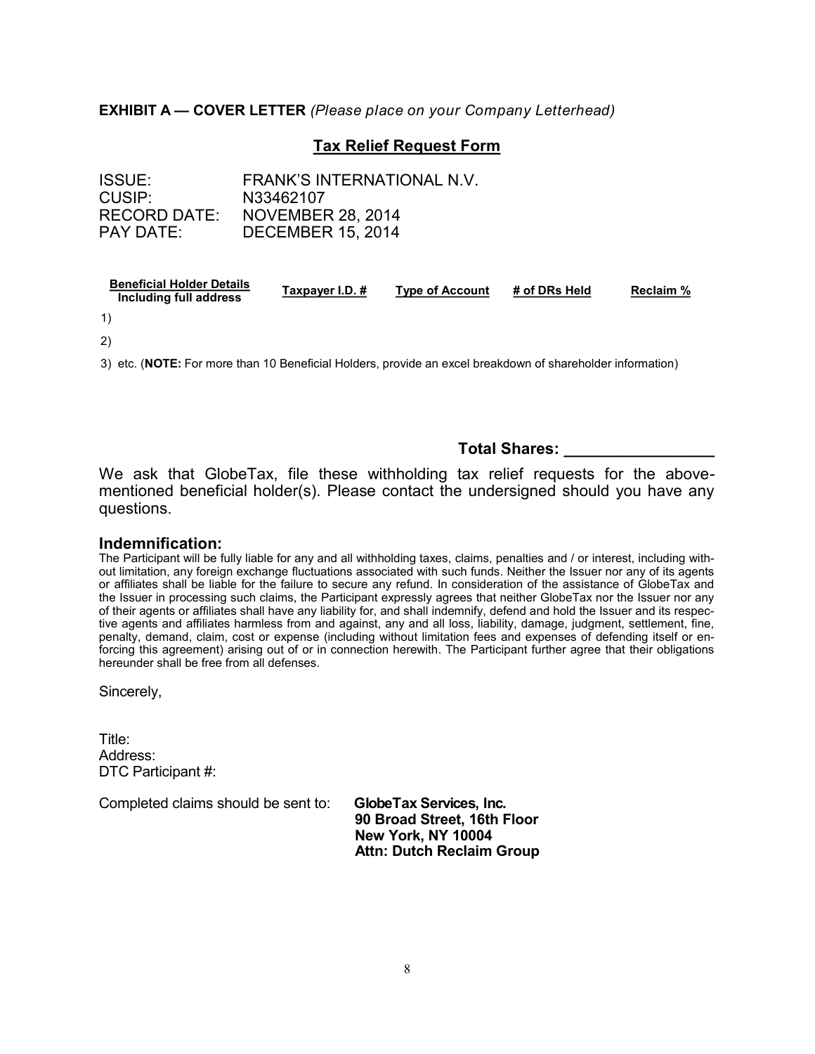**EXHIBIT A — COVER LETTER** *(Please place on your Company Letterhead)*

## Tax Relief Request Form

ISSUE: FRANK'S INTERNATIONAL N.V.
CUSIP: N33462107
RECORD DATE: NOVEMBER 28, 2014
PAY DATE: DECEMBER 15, 2014

| Beneficial Holder Details Including full address | Taxpayer I.D. # | Type of Account | # of DRs Held | Reclaim % |
|---|---|---|---|---|
| 1) | | | | |
| 2) | | | | |

3) etc. (**NOTE:** For more than 10 Beneficial Holders, provide an excel breakdown of shareholder information)

**Total Shares: ________________**

We ask that GlobeTax, file these withholding tax relief requests for the above-mentioned beneficial holder(s). Please contact the undersigned should you have any questions.

### Indemnification:

The Participant will be fully liable for any and all withholding taxes, claims, penalties and / or interest, including without limitation, any foreign exchange fluctuations associated with such funds. Neither the Issuer nor any of its agents or affiliates shall be liable for the failure to secure any refund. In consideration of the assistance of GlobeTax and the Issuer in processing such claims, the Participant expressly agrees that neither GlobeTax nor the Issuer nor any of their agents or affiliates shall have any liability for, and shall indemnify, defend and hold the Issuer and its respective agents and affiliates harmless from and against, any and all loss, liability, damage, judgment, settlement, fine, penalty, demand, claim, cost or expense (including without limitation fees and expenses of defending itself or enforcing this agreement) arising out of or in connection herewith. The Participant further agree that their obligations hereunder shall be free from all defenses.

Sincerely,

Title:
Address:
DTC Participant #:

Completed claims should be sent to: **GlobeTax Services, Inc.**
**90 Broad Street, 16th Floor**
**New York, NY 10004**
**Attn: Dutch Reclaim Group**